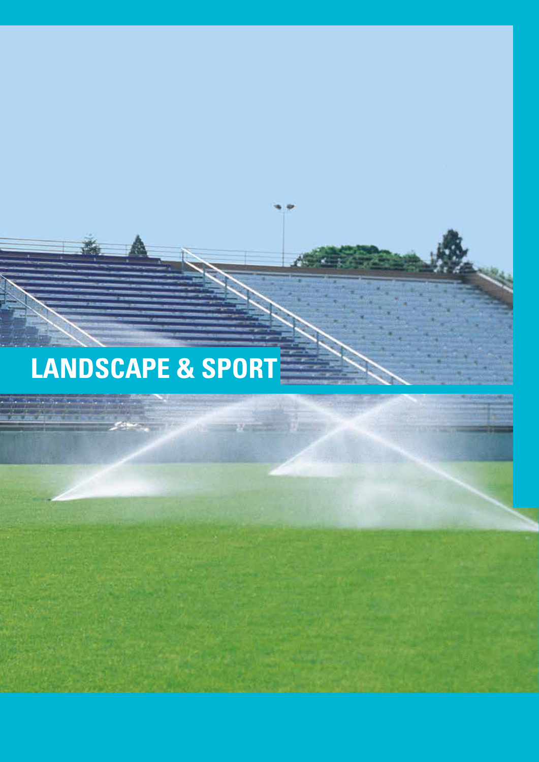# LANDSCAPE & SPORT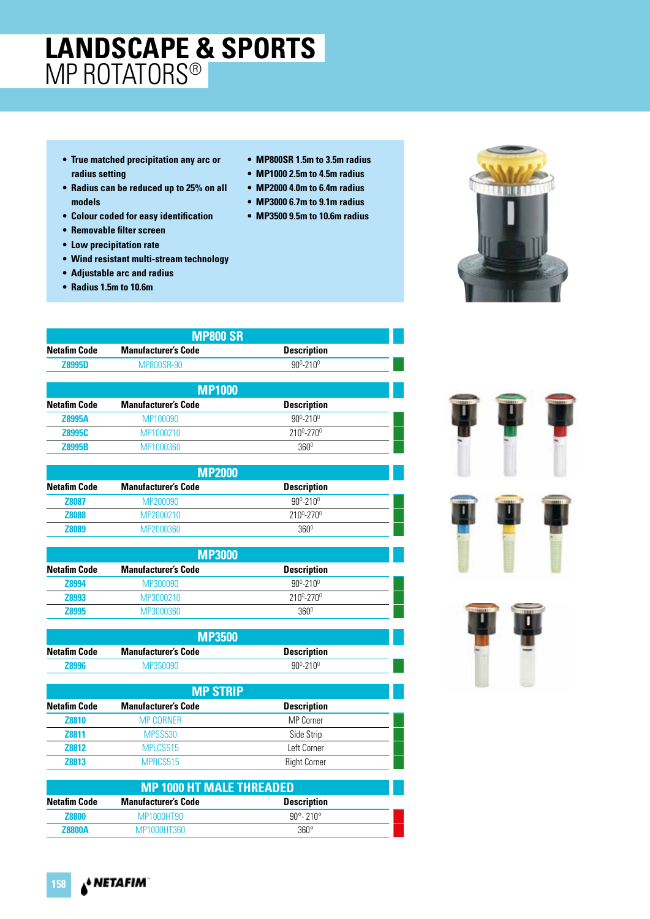# LANDSCAPE & SPORTS
## MP ROTATORS®

- True matched precipitation any arc or radius setting
- Radius can be reduced up to 25% on all models
- Colour coded for easy identification
- Removable filter screen
- Low precipitation rate
- Wind resistant multi-stream technology
- Adjustable arc and radius
- Radius 1.5m to 10.6m
- MP800SR 1.5m to 3.5m radius
- MP1000 2.5m to 4.5m radius
- MP2000 4.0m to 6.4m radius
- MP3000 6.7m to 9.1m radius
- MP3500 9.5m to 10.6m radius

### MP800 SR

| Netafim Code | Manufacturer's Code | Description |
|---|---|---|
| Z8995D | MP800SR-90 | 90°-210° |

### MP1000

| Netafim Code | Manufacturer's Code | Description |
|---|---|---|
| Z8995A | MP100090 | 90°-210° |
| Z8995C | MP1000210 | 210°-270° |
| Z8995B | MP1000360 | 360° |

### MP2000

| Netafim Code | Manufacturer's Code | Description |
|---|---|---|
| Z8087 | MP200090 | 90°-210° |
| Z8088 | MP2000210 | 210°-270° |
| Z8089 | MP2000360 | 360° |

### MP3000

| Netafim Code | Manufacturer's Code | Description |
|---|---|---|
| Z8994 | MP300090 | 90°-210° |
| Z8993 | MP3000210 | 210°-270° |
| Z8995 | MP3000360 | 360° |

### MP3500

| Netafim Code | Manufacturer's Code | Description |
|---|---|---|
| Z8996 | MP350090 | 90°-210° |

### MP STRIP

| Netafim Code | Manufacturer's Code | Description |
|---|---|---|
| Z8810 | MP CORNER | MP Corner |
| Z8811 | MPSS530 | Side Strip |
| Z8812 | MPLCS515 | Left Corner |
| Z8813 | MPRCS515 | Right Corner |

### MP 1000 HT MALE THREADED

| Netafim Code | Manufacturer's Code | Description |
|---|---|---|
| Z8800 | MP1000HT90 | 90°- 210° |
| Z8800A | MP1000HT360 | 360° |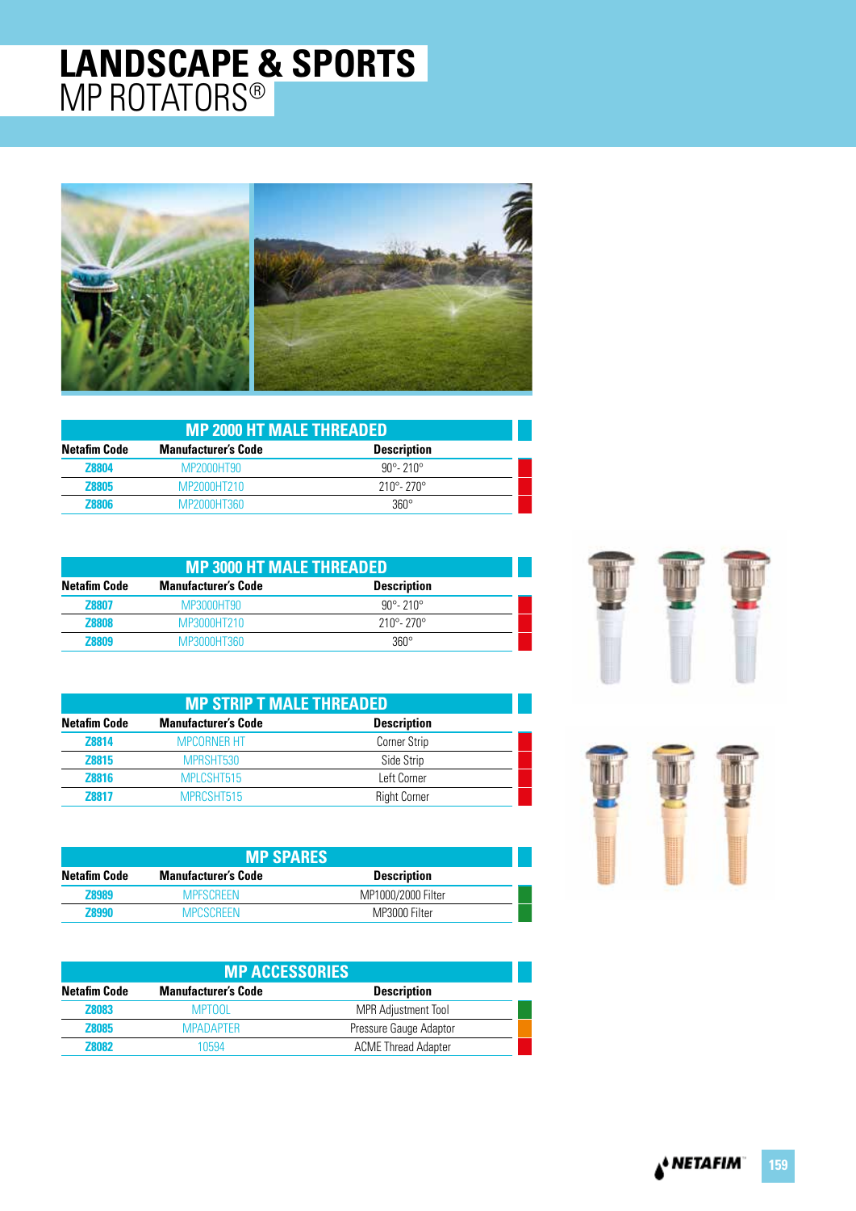# LANDSCAPE & SPORTS
## MP ROTATORS®

### MP 2000 HT MALE THREADED

| Netafim Code | Manufacturer's Code | Description |
|---|---|---|
| Z8804 | MP2000HT90 | 90°- 210° |
| Z8805 | MP2000HT210 | 210°- 270° |
| Z8806 | MP2000HT360 | 360° |

### MP 3000 HT MALE THREADED

| Netafim Code | Manufacturer's Code | Description |
|---|---|---|
| Z8807 | MP3000HT90 | 90°- 210° |
| Z8808 | MP3000HT210 | 210°- 270° |
| Z8809 | MP3000HT360 | 360° |

### MP STRIP T MALE THREADED

| Netafim Code | Manufacturer's Code | Description |
|---|---|---|
| Z8814 | MPCORNER HT | Corner Strip |
| Z8815 | MPRSHT530 | Side Strip |
| Z8816 | MPLCSHT515 | Left Corner |
| Z8817 | MPRCSHT515 | Right Corner |

### MP SPARES

| Netafim Code | Manufacturer's Code | Description |
|---|---|---|
| Z8989 | MPFSCREEN | MP1000/2000 Filter |
| Z8990 | MPCSCREEN | MP3000 Filter |

### MP ACCESSORIES

| Netafim Code | Manufacturer's Code | Description |
|---|---|---|
| Z8083 | MPTOOL | MPR Adjustment Tool |
| Z8085 | MPADAPTER | Pressure Gauge Adaptor |
| Z8082 | 10594 | ACME Thread Adapter |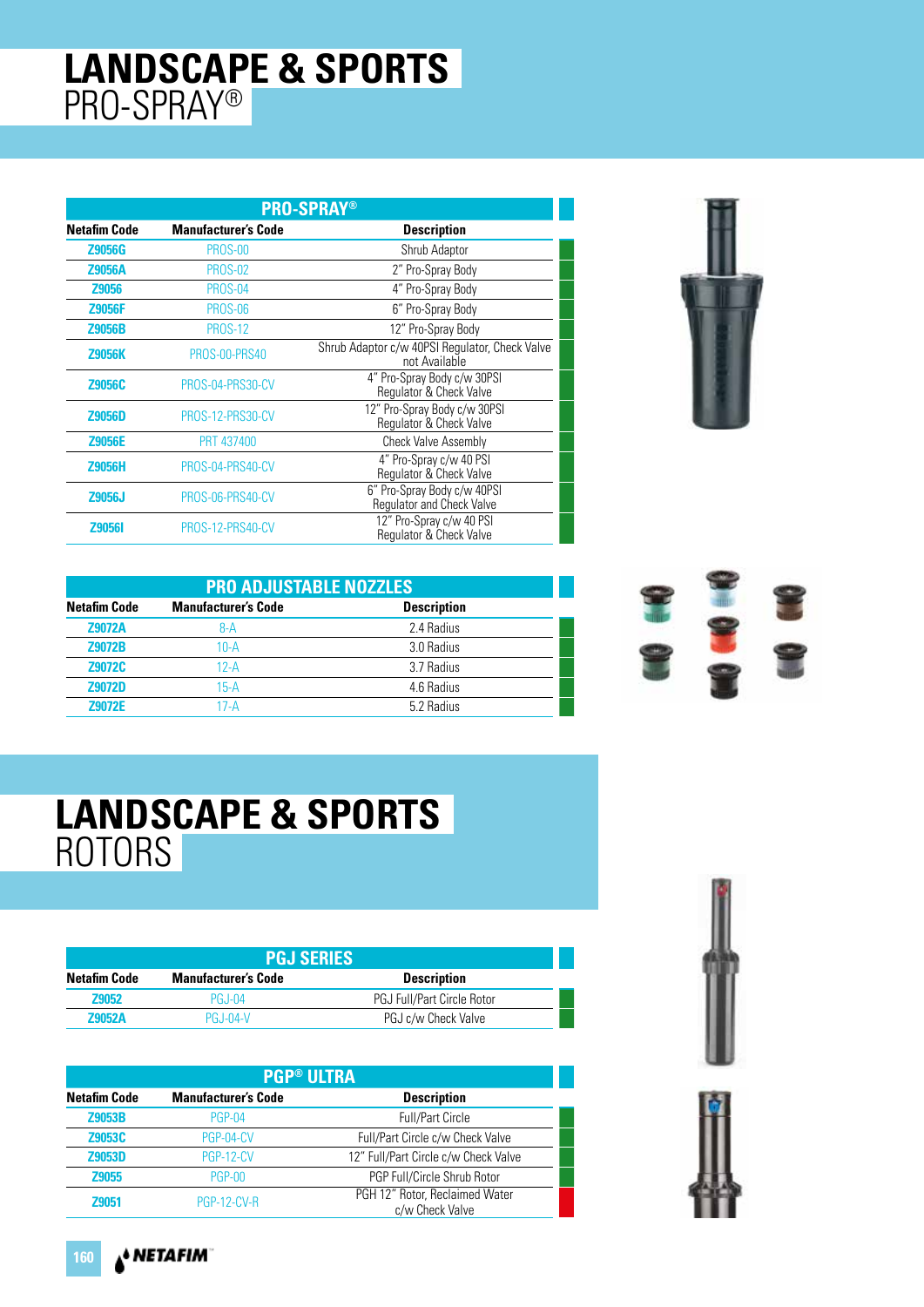# LANDSCAPE & SPORTS
## PRO-SPRAY®

| PRO-SPRAY® | | |
|---|---|---|
| **Netafim Code** | **Manufacturer's Code** | **Description** |
| Z9056G | PROS-00 | Shrub Adaptor |
| Z9056A | PROS-02 | 2" Pro-Spray Body |
| Z9056 | PROS-04 | 4" Pro-Spray Body |
| Z9056F | PROS-06 | 6" Pro-Spray Body |
| Z9056B | PROS-12 | 12" Pro-Spray Body |
| Z9056K | PROS-00-PRS40 | Shrub Adaptor c/w 40PSI Regulator, Check Valve not Available |
| Z9056C | PROS-04-PRS30-CV | 4" Pro-Spray Body c/w 30PSI Regulator & Check Valve |
| Z9056D | PROS-12-PRS30-CV | 12" Pro-Spray Body c/w 30PSI Regulator & Check Valve |
| Z9056E | PRT 437400 | Check Valve Assembly |
| Z9056H | PROS-04-PRS40-CV | 4" Pro-Spray c/w 40 PSI Regulator & Check Valve |
| Z9056J | PROS-06-PRS40-CV | 6" Pro-Spray Body c/w 40PSI Regulator and Check Valve |
| Z9056I | PROS-12-PRS40-CV | 12" Pro-Spray c/w 40 PSI Regulator & Check Valve |

| PRO ADJUSTABLE NOZZLES | | |
|---|---|---|
| **Netafim Code** | **Manufacturer's Code** | **Description** |
| Z9072A | 8-A | 2.4 Radius |
| Z9072B | 10-A | 3.0 Radius |
| Z9072C | 12-A | 3.7 Radius |
| Z9072D | 15-A | 4.6 Radius |
| Z9072E | 17-A | 5.2 Radius |

# LANDSCAPE & SPORTS
## ROTORS

| PGJ SERIES | | |
|---|---|---|
| **Netafim Code** | **Manufacturer's Code** | **Description** |
| Z9052 | PGJ-04 | PGJ Full/Part Circle Rotor |
| Z9052A | PGJ-04-V | PGJ c/w Check Valve |

| PGP® ULTRA | | |
|---|---|---|
| **Netafim Code** | **Manufacturer's Code** | **Description** |
| Z9053B | PGP-04 | Full/Part Circle |
| Z9053C | PGP-04-CV | Full/Part Circle c/w Check Valve |
| Z9053D | PGP-12-CV | 12" Full/Part Circle c/w Check Valve |
| Z9055 | PGP-00 | PGP Full/Circle Shrub Rotor |
| Z9051 | PGP-12-CV-R | PGH 12" Rotor, Reclaimed Water c/w Check Valve |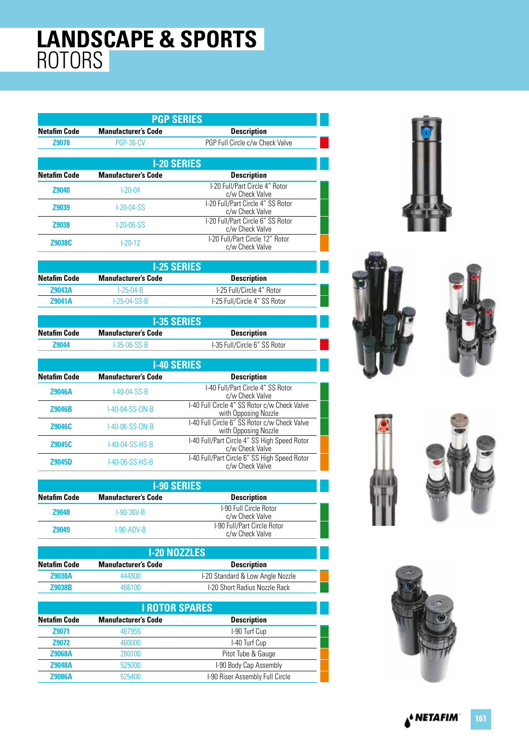# LANDSCAPE & SPORTS ROTORS

## PGP SERIES

| Netafim Code | Manufacturer's Code | Description |
|---|---|---|
| Z9078 | PGP-36-CV | PGP Full Circle c/w Check Valve |

## I-20 SERIES

| Netafim Code | Manufacturer's Code | Description |
|---|---|---|
| Z9040 | I-20-04 | I-20 Full/Part Circle 4" Rotor c/w Check Valve |
| Z9039 | I-20-04-SS | I-20 Full/Part Circle 4" SS Rotor c/w Check Valve |
| Z9038 | I-20-06-SS | I-20 Full/Part Circle 6" SS Rotor c/w Check Valve |
| Z9038C | I-20-12 | I-20 Full/Part Circle 12" Rotor c/w Check Valve |

## I-25 SERIES

| Netafim Code | Manufacturer's Code | Description |
|---|---|---|
| Z9043A | I-25-04-B | I-25 Full/Circle 4" Rotor |
| Z9041A | I-25-04-SS-B | I-25 Full/Circle 4" SS Rotor |

## I-35 SERIES

| Netafim Code | Manufacturer's Code | Description |
|---|---|---|
| Z9044 | I-35-06-SS-B | I-35 Full/Circle 6" SS Rotor |

## I-40 SERIES

| Netafim Code | Manufacturer's Code | Description |
|---|---|---|
| Z9046A | I-40-04-SS-B | I-40 Full/Part Circle 4" SS Rotor c/w Check Valve |
| Z9046B | I-40-04-SS-ON-B | I-40 Full Circle 4" SS Rotor c/w Check Valve with Opposing Nozzle |
| Z9046C | I-40-06-SS-ON-B | I-40 Full Circle 6" SS Rotor c/w Check Valve with Opposing Nozzle |
| Z9045C | I-40-04-SS-HS-B | I-40 Full/Part Circle 4" SS High Speed Rotor c/w Check Valve |
| Z9045D | I-40-06-SS-HS-B | I-40 Full/Part Circle 6" SS High Speed Rotor c/w Check Valve |

## I-90 SERIES

| Netafim Code | Manufacturer's Code | Description |
|---|---|---|
| Z9048 | I-90-36V-B | I-90 Full Circle Rotor c/w Check Valve |
| Z9049 | I-90-ADV-B | I-90 Full/Part Circle Rotor c/w Check Valve |

## I-20 NOZZLES

| Netafim Code | Manufacturer's Code | Description |
|---|---|---|
| Z9038A | 444800 | I-20 Standard & Low Angle Nozzle |
| Z9038B | 466100 | I-20 Short Radius Nozzle Rack |

## I ROTOR SPARES

| Netafim Code | Manufacturer's Code | Description |
|---|---|---|
| Z9071 | 467955 | I-90 Turf Cup |
| Z9072 | 460000 | I-40 Turf Cup |
| Z9068A | 280100 | Pitot Tube & Gauge |
| Z9048A | 525000 | I-90 Body Cap Assembly |
| Z9086A | 525400 | I-90 Riser Assembly Full Circle |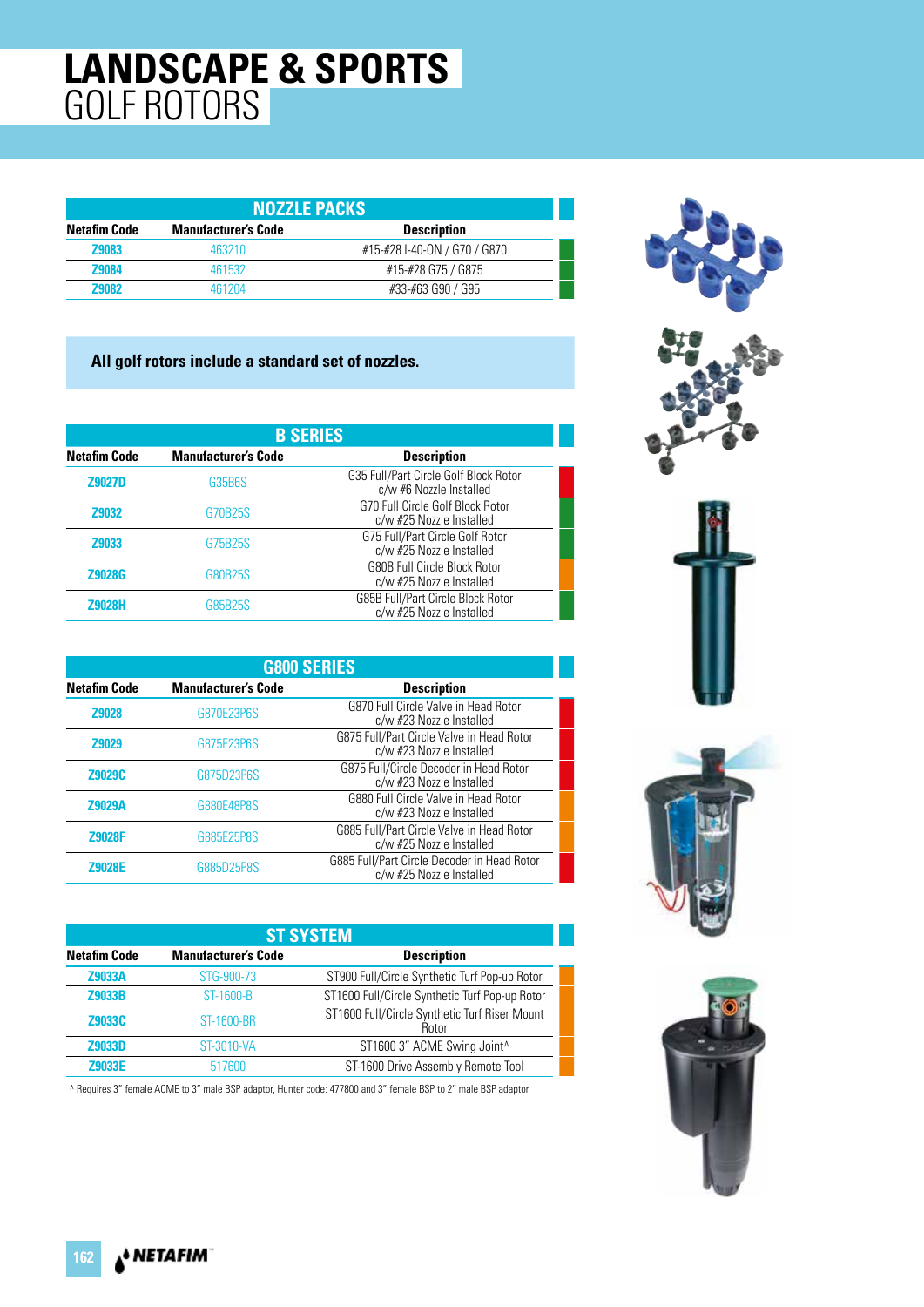# LANDSCAPE & SPORTS
## GOLF ROTORS

### NOZZLE PACKS

| Netafim Code | Manufacturer's Code | Description |
|---|---|---|
| Z9083 | 463210 | #15-#28 I-40-ON / G70 / G870 |
| Z9084 | 461532 | #15-#28 G75 / G875 |
| Z9082 | 461204 | #33-#63 G90 / G95 |

**All golf rotors include a standard set of nozzles.**

### B SERIES

| Netafim Code | Manufacturer's Code | Description |
|---|---|---|
| Z9027D | G35B6S | G35 Full/Part Circle Golf Block Rotor c/w #6 Nozzle Installed |
| Z9032 | G70B25S | G70 Full Circle Golf Block Rotor c/w #25 Nozzle Installed |
| Z9033 | G75B25S | G75 Full/Part Circle Golf Rotor c/w #25 Nozzle Installed |
| Z9028G | G80B25S | G80B Full Circle Block Rotor c/w #25 Nozzle Installed |
| Z9028H | G85B25S | G85B Full/Part Circle Block Rotor c/w #25 Nozzle Installed |

### G800 SERIES

| Netafim Code | Manufacturer's Code | Description |
|---|---|---|
| Z9028 | G870E23P6S | G870 Full Circle Valve in Head Rotor c/w #23 Nozzle Installed |
| Z9029 | G875E23P6S | G875 Full/Part Circle Valve in Head Rotor c/w #23 Nozzle Installed |
| Z9029C | G875D23P6S | G875 Full/Circle Decoder in Head Rotor c/w #23 Nozzle Installed |
| Z9029A | G880E48P8S | G880 Full Circle Valve in Head Rotor c/w #23 Nozzle Installed |
| Z9028F | G885E25P8S | G885 Full/Part Circle Valve in Head Rotor c/w #25 Nozzle Installed |
| Z9028E | G885D25P8S | G885 Full/Part Circle Decoder in Head Rotor c/w #25 Nozzle Installed |

### ST SYSTEM

| Netafim Code | Manufacturer's Code | Description |
|---|---|---|
| Z9033A | STG-900-73 | ST900 Full/Circle Synthetic Turf Pop-up Rotor |
| Z9033B | ST-1600-B | ST1600 Full/Circle Synthetic Turf Pop-up Rotor |
| Z9033C | ST-1600-BR | ST1600 Full/Circle Synthetic Turf Riser Mount Rotor |
| Z9033D | ST-3010-VA | ST1600 3" ACME Swing Joint^ |
| Z9033E | 517600 | ST-1600 Drive Assembly Remote Tool |

^ Requires 3" female ACME to 3" male BSP adaptor, Hunter code: 477800 and 3" female BSP to 2" male BSP adaptor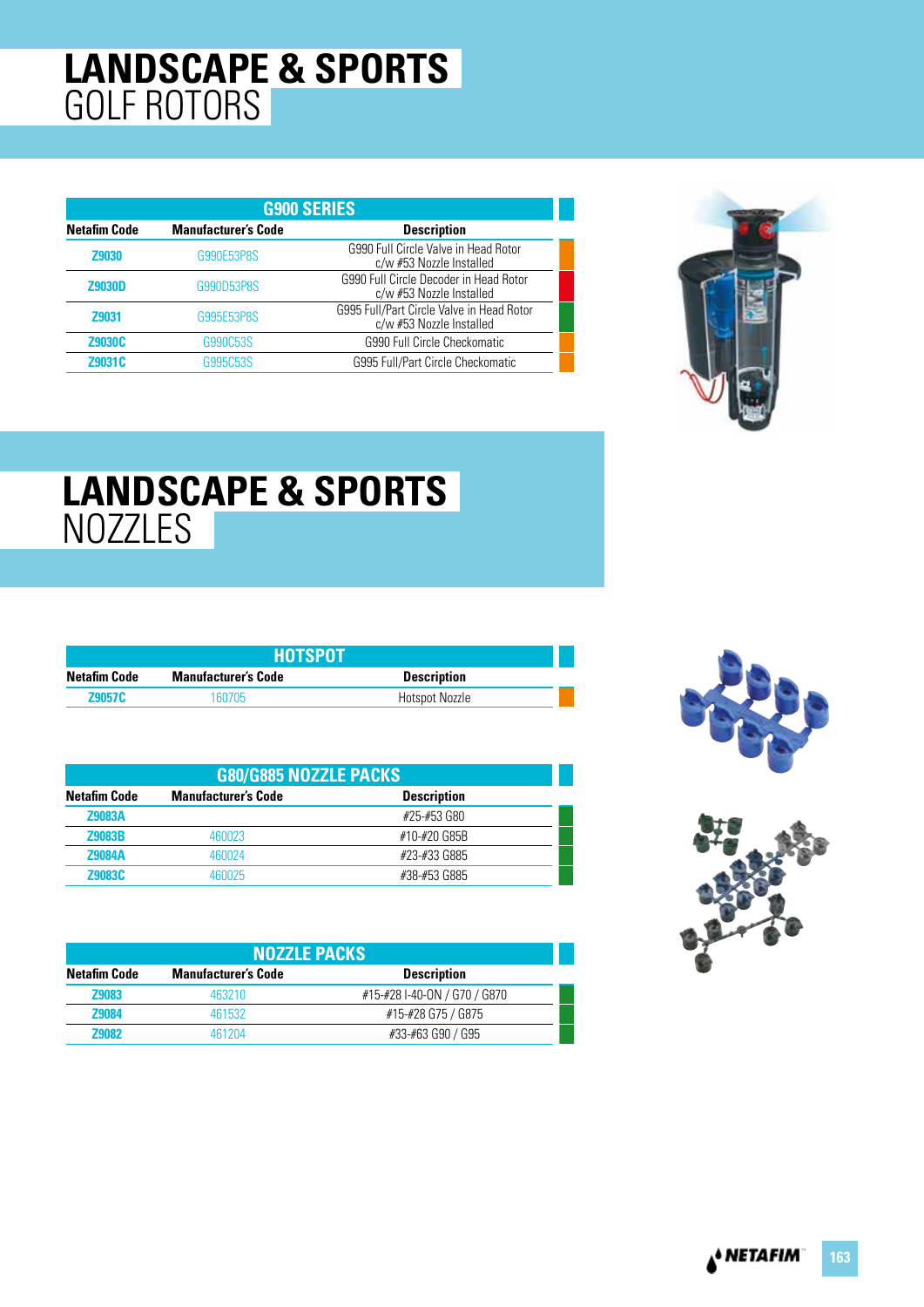# LANDSCAPE & SPORTS
## GOLF ROTORS

| G900 SERIES | | |
|---|---|---|
| **Netafim Code** | **Manufacturer's Code** | **Description** |
| Z9030 | G990E53P8S | G990 Full Circle Valve in Head Rotor c/w #53 Nozzle Installed |
| Z9030D | G990D53P8S | G990 Full Circle Decoder in Head Rotor c/w #53 Nozzle Installed |
| Z9031 | G995E53P8S | G995 Full/Part Circle Valve in Head Rotor c/w #53 Nozzle Installed |
| Z9030C | G990C53S | G990 Full Circle Checkomatic |
| Z9031C | G995C53S | G995 Full/Part Circle Checkomatic |

# LANDSCAPE & SPORTS
## NOZZLES

| HOTSPOT | | |
|---|---|---|
| **Netafim Code** | **Manufacturer's Code** | **Description** |
| Z9057C | 160705 | Hotspot Nozzle |

| G80/G885 NOZZLE PACKS | | |
|---|---|---|
| **Netafim Code** | **Manufacturer's Code** | **Description** |
| Z9083A | | #25-#53 G80 |
| Z9083B | 460023 | #10-#20 G85B |
| Z9084A | 460024 | #23-#33 G885 |
| Z9083C | 460025 | #38-#53 G885 |

| NOZZLE PACKS | | |
|---|---|---|
| **Netafim Code** | **Manufacturer's Code** | **Description** |
| Z9083 | 463210 | #15-#28 I-40-ON / G70 / G870 |
| Z9084 | 461532 | #15-#28 G75 / G875 |
| Z9082 | 461204 | #33-#63 G90 / G95 |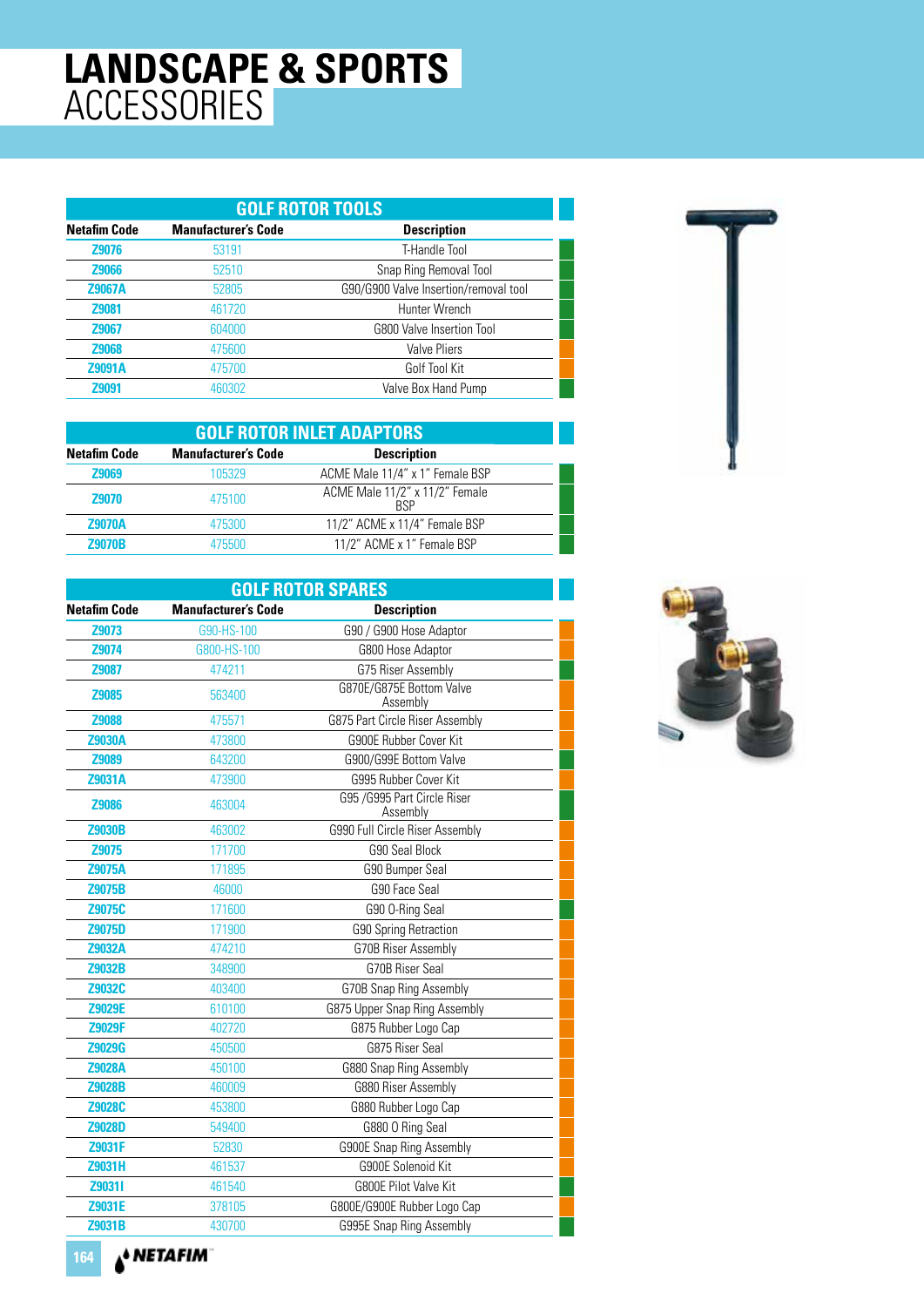# LANDSCAPE & SPORTS ACCESSORIES

## GOLF ROTOR TOOLS

| Netafim Code | Manufacturer's Code | Description |
|---|---|---|
| Z9076 | 53191 | T-Handle Tool |
| Z9066 | 52510 | Snap Ring Removal Tool |
| Z9067A | 52805 | G90/G900 Valve Insertion/removal tool |
| Z9081 | 461720 | Hunter Wrench |
| Z9067 | 604000 | G800 Valve Insertion Tool |
| Z9068 | 475600 | Valve Pliers |
| Z9091A | 475700 | Golf Tool Kit |
| Z9091 | 460302 | Valve Box Hand Pump |

## GOLF ROTOR INLET ADAPTORS

| Netafim Code | Manufacturer's Code | Description |
|---|---|---|
| Z9069 | 105329 | ACME Male 11/4" x 1" Female BSP |
| Z9070 | 475100 | ACME Male 11/2" x 11/2" Female BSP |
| Z9070A | 475300 | 11/2" ACME x 11/4" Female BSP |
| Z9070B | 475500 | 11/2" ACME x 1" Female BSP |

## GOLF ROTOR SPARES

| Netafim Code | Manufacturer's Code | Description |
|---|---|---|
| Z9073 | G90-HS-100 | G90 / G900 Hose Adaptor |
| Z9074 | G800-HS-100 | G800 Hose Adaptor |
| Z9087 | 474211 | G75 Riser Assembly |
| Z9085 | 563400 | G870E/G875E Bottom Valve Assembly |
| Z9088 | 475571 | G875 Part Circle Riser Assembly |
| Z9030A | 473800 | G900E Rubber Cover Kit |
| Z9089 | 643200 | G900/G99E Bottom Valve |
| Z9031A | 473900 | G995 Rubber Cover Kit |
| Z9086 | 463004 | G95 /G995 Part Circle Riser Assembly |
| Z9030B | 463002 | G990 Full Circle Riser Assembly |
| Z9075 | 171700 | G90 Seal Block |
| Z9075A | 171895 | G90 Bumper Seal |
| Z9075B | 46000 | G90 Face Seal |
| Z9075C | 171600 | G90 O-Ring Seal |
| Z9075D | 171900 | G90 Spring Retraction |
| Z9032A | 474210 | G70B Riser Assembly |
| Z9032B | 348900 | G70B Riser Seal |
| Z9032C | 403400 | G70B Snap Ring Assembly |
| Z9029E | 610100 | G875 Upper Snap Ring Assembly |
| Z9029F | 402720 | G875 Rubber Logo Cap |
| Z9029G | 450500 | G875 Riser Seal |
| Z9028A | 450100 | G880 Snap Ring Assembly |
| Z9028B | 460009 | G880 Riser Assembly |
| Z9028C | 453800 | G880 Rubber Logo Cap |
| Z9028D | 549400 | G880 O Ring Seal |
| Z9031F | 52830 | G900E Snap Ring Assembly |
| Z9031H | 461537 | G900E Solenoid Kit |
| Z9031I | 461540 | G800E Pilot Valve Kit |
| Z9031E | 378105 | G800E/G900E Rubber Logo Cap |
| Z9031B | 430700 | G995E Snap Ring Assembly |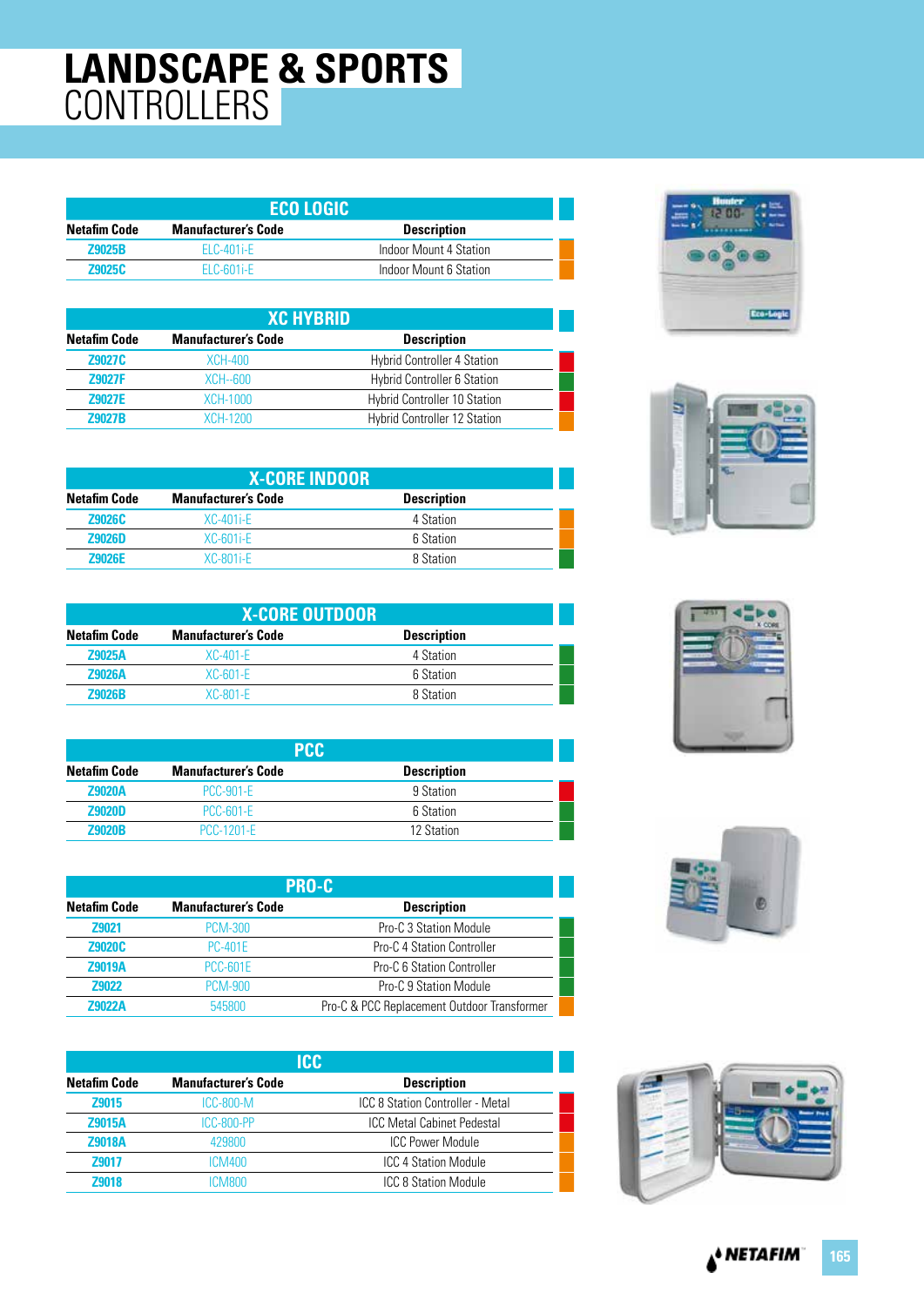// LANDSCAPE & SPORTS CONTROLLERS

# LANDSCAPE & SPORTS CONTROLLERS

## ECO LOGIC

| Netafim Code | Manufacturer's Code | Description |
|---|---|---|
| Z9025B | ELC-401i-E | Indoor Mount 4 Station |
| Z9025C | ELC-601i-E | Indoor Mount 6 Station |

## XC HYBRID

| Netafim Code | Manufacturer's Code | Description |
|---|---|---|
| Z9027C | XCH-400 | Hybrid Controller 4 Station |
| Z9027F | XCH--600 | Hybrid Controller 6 Station |
| Z9027E | XCH-1000 | Hybrid Controller 10 Station |
| Z9027B | XCH-1200 | Hybrid Controller 12 Station |

## X-CORE INDOOR

| Netafim Code | Manufacturer's Code | Description |
|---|---|---|
| Z9026C | XC-401i-E | 4 Station |
| Z9026D | XC-601i-E | 6 Station |
| Z9026E | XC-801i-E | 8 Station |

## X-CORE OUTDOOR

| Netafim Code | Manufacturer's Code | Description |
|---|---|---|
| Z9025A | XC-401-E | 4 Station |
| Z9026A | XC-601-E | 6 Station |
| Z9026B | XC-801-E | 8 Station |

## PCC

| Netafim Code | Manufacturer's Code | Description |
|---|---|---|
| Z9020A | PCC-901-E | 9 Station |
| Z9020D | PCC-601-E | 6 Station |
| Z9020B | PCC-1201-E | 12 Station |

## PRO-C

| Netafim Code | Manufacturer's Code | Description |
|---|---|---|
| Z9021 | PCM-300 | Pro-C 3 Station Module |
| Z9020C | PC-401E | Pro-C 4 Station Controller |
| Z9019A | PCC-601E | Pro-C 6 Station Controller |
| Z9022 | PCM-900 | Pro-C 9 Station Module |
| Z9022A | 545800 | Pro-C & PCC Replacement Outdoor Transformer |

## ICC

| Netafim Code | Manufacturer's Code | Description |
|---|---|---|
| Z9015 | ICC-800-M | ICC 8 Station Controller - Metal |
| Z9015A | ICC-800-PP | ICC Metal Cabinet Pedestal |
| Z9018A | 429800 | ICC Power Module |
| Z9017 | ICM400 | ICC 4 Station Module |
| Z9018 | ICM800 | ICC 8 Station Module |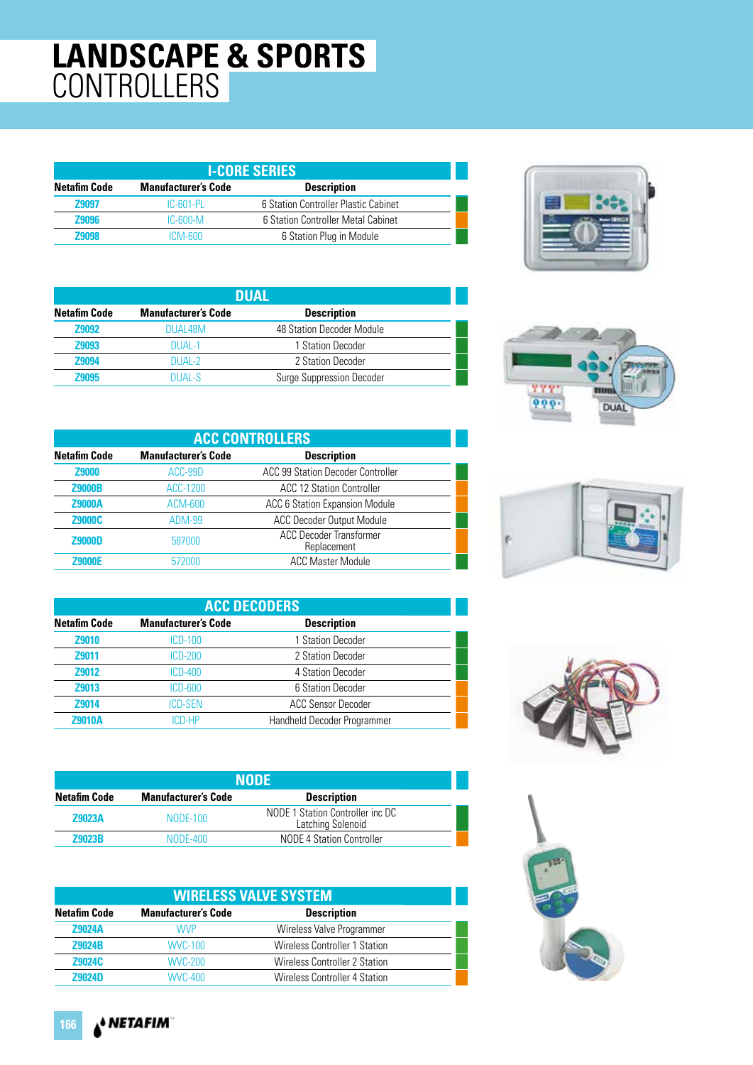# LANDSCAPE & SPORTS CONTROLLERS

## I-CORE SERIES

| Netafim Code | Manufacturer's Code | Description |
|---|---|---|
| Z9097 | IC-601-PL | 6 Station Controller Plastic Cabinet |
| Z9096 | IC-600-M | 6 Station Controller Metal Cabinet |
| Z9098 | ICM-600 | 6 Station Plug in Module |

## DUAL

| Netafim Code | Manufacturer's Code | Description |
|---|---|---|
| Z9092 | DUAL48M | 48 Station Decoder Module |
| Z9093 | DUAL-1 | 1 Station Decoder |
| Z9094 | DUAL-2 | 2 Station Decoder |
| Z9095 | DUAL-S | Surge Suppression Decoder |

## ACC CONTROLLERS

| Netafim Code | Manufacturer's Code | Description |
|---|---|---|
| Z9000 | ACC-99D | ACC 99 Station Decoder Controller |
| Z9000B | ACC-1200 | ACC 12 Station Controller |
| Z9000A | ACM-600 | ACC 6 Station Expansion Module |
| Z9000C | ADM-99 | ACC Decoder Output Module |
| Z9000D | 587000 | ACC Decoder Transformer Replacement |
| Z9000E | 572000 | ACC Master Module |

## ACC DECODERS

| Netafim Code | Manufacturer's Code | Description |
|---|---|---|
| Z9010 | ICD-100 | 1 Station Decoder |
| Z9011 | ICD-200 | 2 Station Decoder |
| Z9012 | ICD-400 | 4 Station Decoder |
| Z9013 | ICD-600 | 6 Station Decoder |
| Z9014 | ICD-SEN | ACC Sensor Decoder |
| Z9010A | ICD-HP | Handheld Decoder Programmer |

## NODE

| Netafim Code | Manufacturer's Code | Description |
|---|---|---|
| Z9023A | NODE-100 | NODE 1 Station Controller inc DC Latching Solenoid |
| Z9023B | NODE-400 | NODE 4 Station Controller |

## WIRELESS VALVE SYSTEM

| Netafim Code | Manufacturer's Code | Description |
|---|---|---|
| Z9024A | WVP | Wireless Valve Programmer |
| Z9024B | WVC-100 | Wireless Controller 1 Station |
| Z9024C | WVC-200 | Wireless Controller 2 Station |
| Z9024D | WVC-400 | Wireless Controller 4 Station |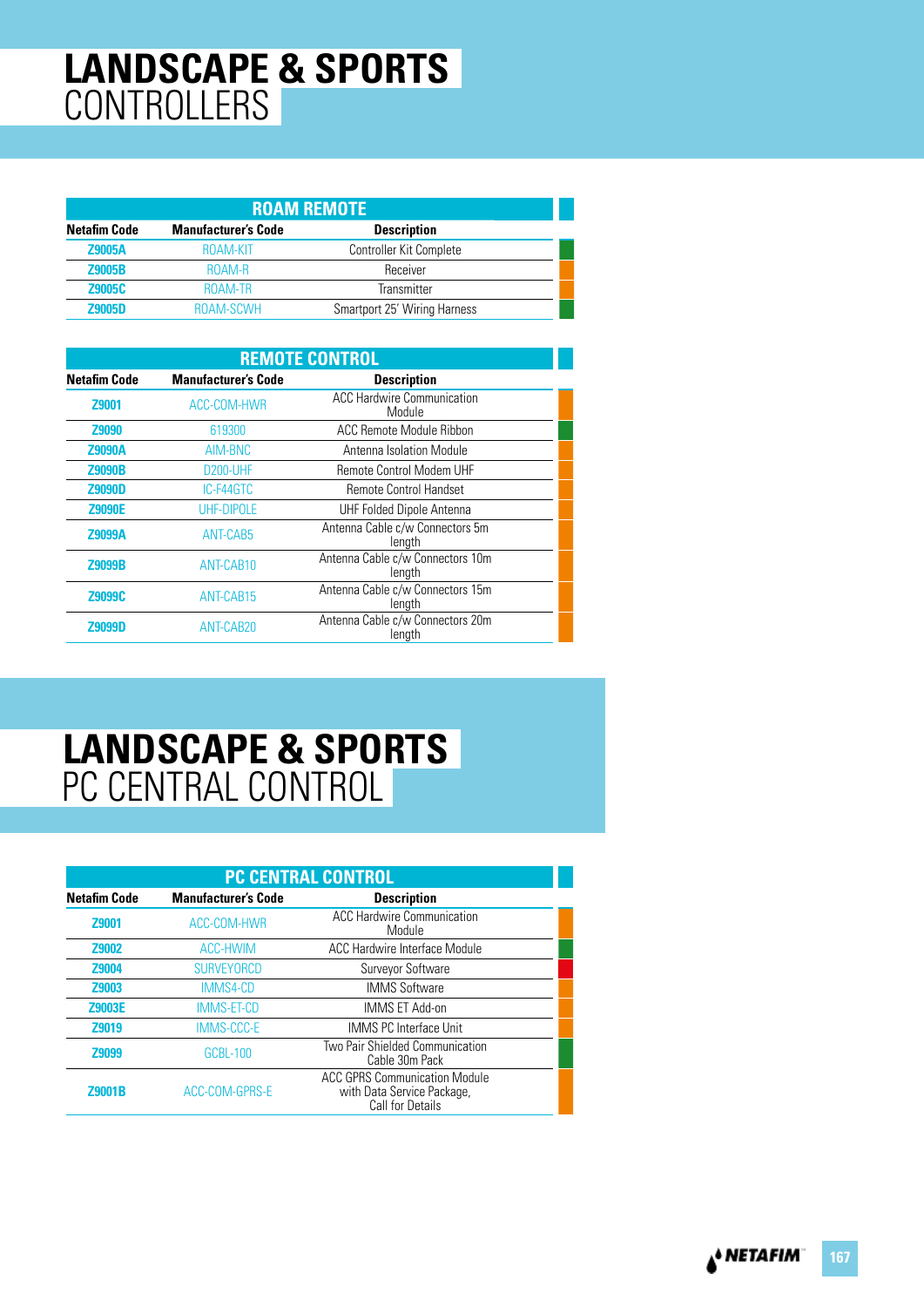# LANDSCAPE & SPORTS
## CONTROLLERS

| ROAM REMOTE | | |
|---|---|---|
| **Netafim Code** | **Manufacturer's Code** | **Description** |
| Z9005A | ROAM-KIT | Controller Kit Complete |
| Z9005B | ROAM-R | Receiver |
| Z9005C | ROAM-TR | Transmitter |
| Z9005D | ROAM-SCWH | Smartport 25' Wiring Harness |

| REMOTE CONTROL | | |
|---|---|---|
| **Netafim Code** | **Manufacturer's Code** | **Description** |
| Z9001 | ACC-COM-HWR | ACC Hardwire Communication Module |
| Z9090 | 619300 | ACC Remote Module Ribbon |
| Z9090A | AIM-BNC | Antenna Isolation Module |
| Z9090B | D200-UHF | Remote Control Modem UHF |
| Z9090D | IC-F44GTC | Remote Control Handset |
| Z9090E | UHF-DIPOLE | UHF Folded Dipole Antenna |
| Z9099A | ANT-CAB5 | Antenna Cable c/w Connectors 5m length |
| Z9099B | ANT-CAB10 | Antenna Cable c/w Connectors 10m length |
| Z9099C | ANT-CAB15 | Antenna Cable c/w Connectors 15m length |
| Z9099D | ANT-CAB20 | Antenna Cable c/w Connectors 20m length |

# LANDSCAPE & SPORTS
## PC CENTRAL CONTROL

| PC CENTRAL CONTROL | | |
|---|---|---|
| **Netafim Code** | **Manufacturer's Code** | **Description** |
| Z9001 | ACC-COM-HWR | ACC Hardwire Communication Module |
| Z9002 | ACC-HWIM | ACC Hardwire Interface Module |
| Z9004 | SURVEYORCD | Surveyor Software |
| Z9003 | IMMS4-CD | IMMS Software |
| Z9003E | IMMS-ET-CD | IMMS ET Add-on |
| Z9019 | IMMS-CCC-E | IMMS PC Interface Unit |
| Z9099 | GCBL-100 | Two Pair Shielded Communication Cable 30m Pack |
| Z9001B | ACC-COM-GPRS-E | ACC GPRS Communication Module with Data Service Package, Call for Details |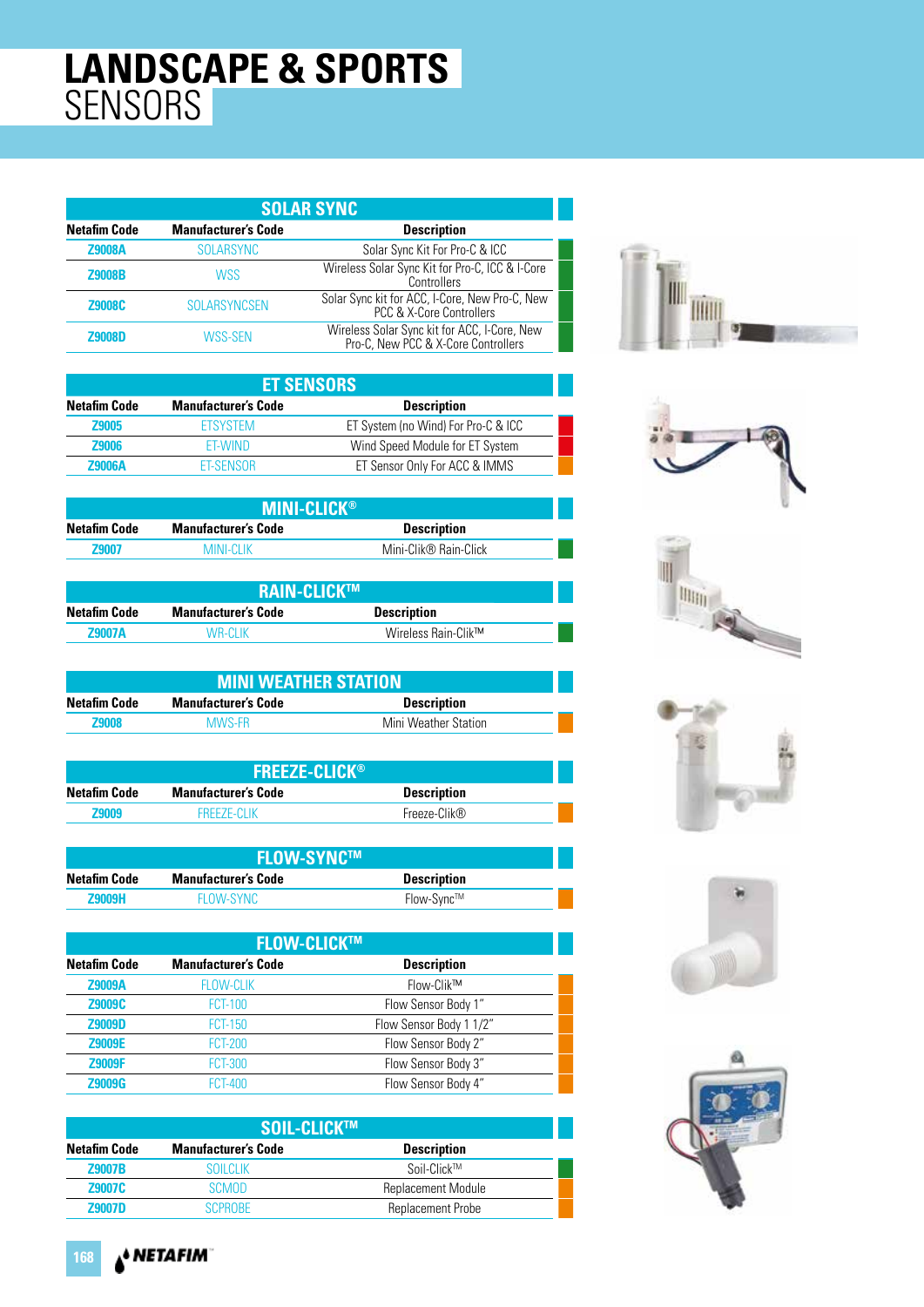# LANDSCAPE & SPORTS SENSORS

## SOLAR SYNC

| Netafim Code | Manufacturer's Code | Description |
|---|---|---|
| Z9008A | SOLARSYNC | Solar Sync Kit For Pro-C & ICC |
| Z9008B | WSS | Wireless Solar Sync Kit for Pro-C, ICC & I-Core Controllers |
| Z9008C | SOLARSYNCSEN | Solar Sync kit for ACC, I-Core, New Pro-C, New PCC & X-Core Controllers |
| Z9008D | WSS-SEN | Wireless Solar Sync kit for ACC, I-Core, New Pro-C, New PCC & X-Core Controllers |

## ET SENSORS

| Netafim Code | Manufacturer's Code | Description |
|---|---|---|
| Z9005 | ETSYSTEM | ET System (no Wind) For Pro-C & ICC |
| Z9006 | ET-WIND | Wind Speed Module for ET System |
| Z9006A | ET-SENSOR | ET Sensor Only For ACC & IMMS |

## MINI-CLICK®

| Netafim Code | Manufacturer's Code | Description |
|---|---|---|
| Z9007 | MINI-CLIK | Mini-Clik® Rain-Click |

## RAIN-CLICK™

| Netafim Code | Manufacturer's Code | Description |
|---|---|---|
| Z9007A | WR-CLIK | Wireless Rain-Clik™ |

## MINI WEATHER STATION

| Netafim Code | Manufacturer's Code | Description |
|---|---|---|
| Z9008 | MWS-FR | Mini Weather Station |

## FREEZE-CLICK®

| Netafim Code | Manufacturer's Code | Description |
|---|---|---|
| Z9009 | FREEZE-CLIK | Freeze-Clik® |

## FLOW-SYNC™

| Netafim Code | Manufacturer's Code | Description |
|---|---|---|
| Z9009H | FLOW-SYNC | Flow-Sync™ |

## FLOW-CLICK™

| Netafim Code | Manufacturer's Code | Description |
|---|---|---|
| Z9009A | FLOW-CLIK | Flow-Clik™ |
| Z9009C | FCT-100 | Flow Sensor Body 1" |
| Z9009D | FCT-150 | Flow Sensor Body 1 1/2" |
| Z9009E | FCT-200 | Flow Sensor Body 2" |
| Z9009F | FCT-300 | Flow Sensor Body 3" |
| Z9009G | FCT-400 | Flow Sensor Body 4" |

## SOIL-CLICK™

| Netafim Code | Manufacturer's Code | Description |
|---|---|---|
| Z9007B | SOILCLIK | Soil-Clik™ |
| Z9007C | SCMOD | Replacement Module |
| Z9007D | SCPROBE | Replacement Probe |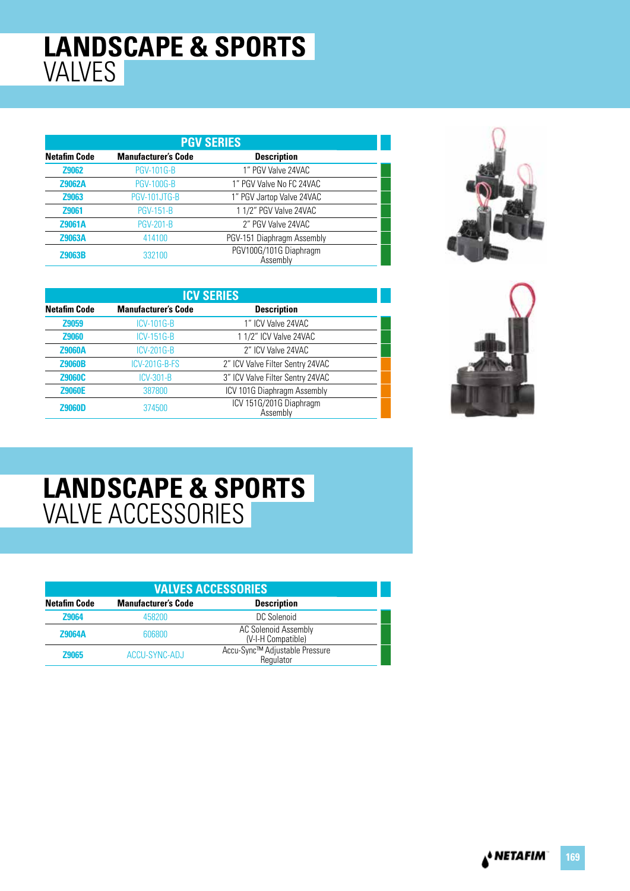# LANDSCAPE & SPORTS VALVES

| PGV SERIES | | |
|---|---|---|
| **Netafim Code** | **Manufacturer's Code** | **Description** |
| Z9062 | PGV-101G-B | 1" PGV Valve 24VAC |
| Z9062A | PGV-100G-B | 1" PGV Valve No FC 24VAC |
| Z9063 | PGV-101JTG-B | 1" PGV Jartop Valve 24VAC |
| Z9061 | PGV-151-B | 1 1/2" PGV Valve 24VAC |
| Z9061A | PGV-201-B | 2" PGV Valve 24VAC |
| Z9063A | 414100 | PGV-151 Diaphragm Assembly |
| Z9063B | 332100 | PGV100G/101G Diaphragm Assembly |

| ICV SERIES | | |
|---|---|---|
| **Netafim Code** | **Manufacturer's Code** | **Description** |
| Z9059 | ICV-101G-B | 1" ICV Valve 24VAC |
| Z9060 | ICV-151G-B | 1 1/2" ICV Valve 24VAC |
| Z9060A | ICV-201G-B | 2" ICV Valve 24VAC |
| Z9060B | ICV-201G-B-FS | 2" ICV Valve Filter Sentry 24VAC |
| Z9060C | ICV-301-B | 3" ICV Valve Filter Sentry 24VAC |
| Z9060E | 387800 | ICV 101G Diaphragm Assembly |
| Z9060D | 374500 | ICV 151G/201G Diaphragm Assembly |

# LANDSCAPE & SPORTS VALVE ACCESSORIES

| VALVES ACCESSORIES | | |
|---|---|---|
| **Netafim Code** | **Manufacturer's Code** | **Description** |
| Z9064 | 458200 | DC Solenoid |
| Z9064A | 606800 | AC Solenoid Assembly (V-I-H Compatible) |
| Z9065 | ACCU-SYNC-ADJ | Accu-Sync™ Adjustable Pressure Regulator |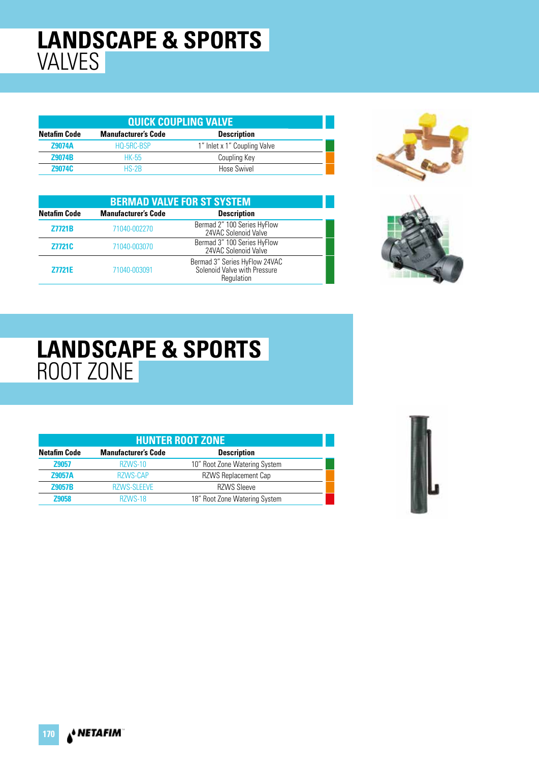# LANDSCAPE & SPORTS
## VALVES

| QUICK COUPLING VALVE | | |
|---|---|---|
| **Netafim Code** | **Manufacturer's Code** | **Description** |
| **Z9074A** | HQ-5RC-BSP | 1" Inlet x 1" Coupling Valve |
| **Z9074B** | HK-55 | Coupling Key |
| **Z9074C** | HS-2B | Hose Swivel |

| BERMAD VALVE FOR ST SYSTEM | | |
|---|---|---|
| **Netafim Code** | **Manufacturer's Code** | **Description** |
| **Z7721B** | 71040-002270 | Bermad 2" 100 Series HyFlow 24VAC Solenoid Valve |
| **Z7721C** | 71040-003070 | Bermad 3" 100 Series HyFlow 24VAC Solenoid Valve |
| **Z7721E** | 71040-003091 | Bermad 3" Series HyFlow 24VAC Solenoid Valve with Pressure Regulation |

# LANDSCAPE & SPORTS
## ROOT ZONE

| HUNTER ROOT ZONE | | |
|---|---|---|
| **Netafim Code** | **Manufacturer's Code** | **Description** |
| **Z9057** | RZWS-10 | 10" Root Zone Watering System |
| **Z9057A** | RZWS-CAP | RZWS Replacement Cap |
| **Z9057B** | RZWS-SLEEVE | RZWS Sleeve |
| **Z9058** | RZWS-18 | 18" Root Zone Watering System |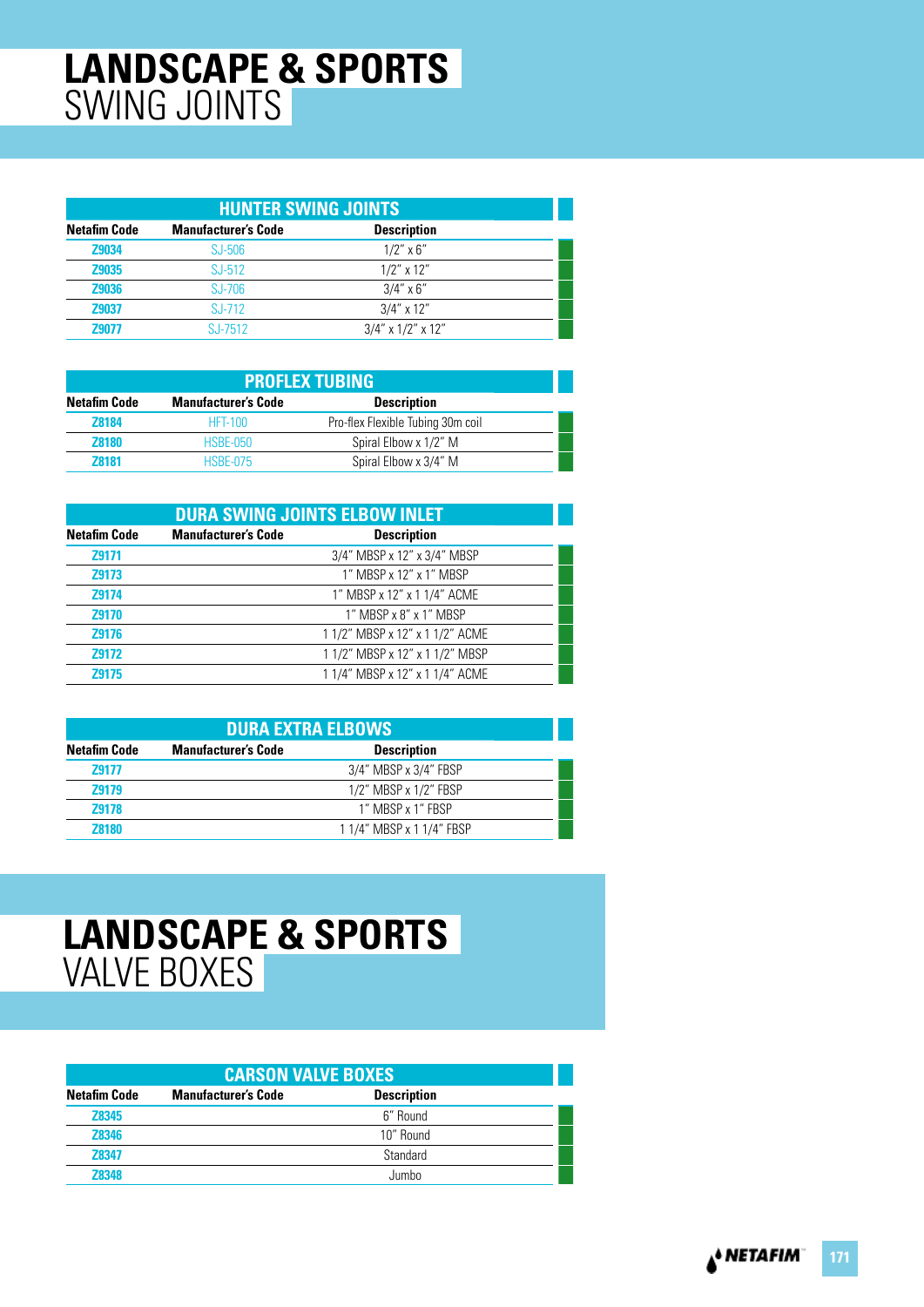# LANDSCAPE & SPORTS
## SWING JOINTS

### HUNTER SWING JOINTS

| Netafim Code | Manufacturer's Code | Description |
|---|---|---|
| Z9034 | SJ-506 | 1/2" x 6" |
| Z9035 | SJ-512 | 1/2" x 12" |
| Z9036 | SJ-706 | 3/4" x 6" |
| Z9037 | SJ-712 | 3/4" x 12" |
| Z9077 | SJ-7512 | 3/4" x 1/2" x 12" |

### PROFLEX TUBING

| Netafim Code | Manufacturer's Code | Description |
|---|---|---|
| Z8184 | HFT-100 | Pro-flex Flexible Tubing 30m coil |
| Z8180 | HSBE-050 | Spiral Elbow x 1/2" M |
| Z8181 | HSBE-075 | Spiral Elbow x 3/4" M |

### DURA SWING JOINTS ELBOW INLET

| Netafim Code | Manufacturer's Code | Description |
|---|---|---|
| Z9171 | | 3/4" MBSP x 12" x 3/4" MBSP |
| Z9173 | | 1" MBSP x 12" x 1" MBSP |
| Z9174 | | 1" MBSP x 12" x 1 1/4" ACME |
| Z9170 | | 1" MBSP x 8" x 1" MBSP |
| Z9176 | | 1 1/2" MBSP x 12" x 1 1/2" ACME |
| Z9172 | | 1 1/2" MBSP x 12" x 1 1/2" MBSP |
| Z9175 | | 1 1/4" MBSP x 12" x 1 1/4" ACME |

### DURA EXTRA ELBOWS

| Netafim Code | Manufacturer's Code | Description |
|---|---|---|
| Z9177 | | 3/4" MBSP x 3/4" FBSP |
| Z9179 | | 1/2" MBSP x 1/2" FBSP |
| Z9178 | | 1" MBSP x 1" FBSP |
| Z8180 | | 1 1/4" MBSP x 1 1/4" FBSP |

# LANDSCAPE & SPORTS
## VALVE BOXES

### CARSON VALVE BOXES

| Netafim Code | Manufacturer's Code | Description |
|---|---|---|
| Z8345 | | 6" Round |
| Z8346 | | 10" Round |
| Z8347 | | Standard |
| Z8348 | | Jumbo |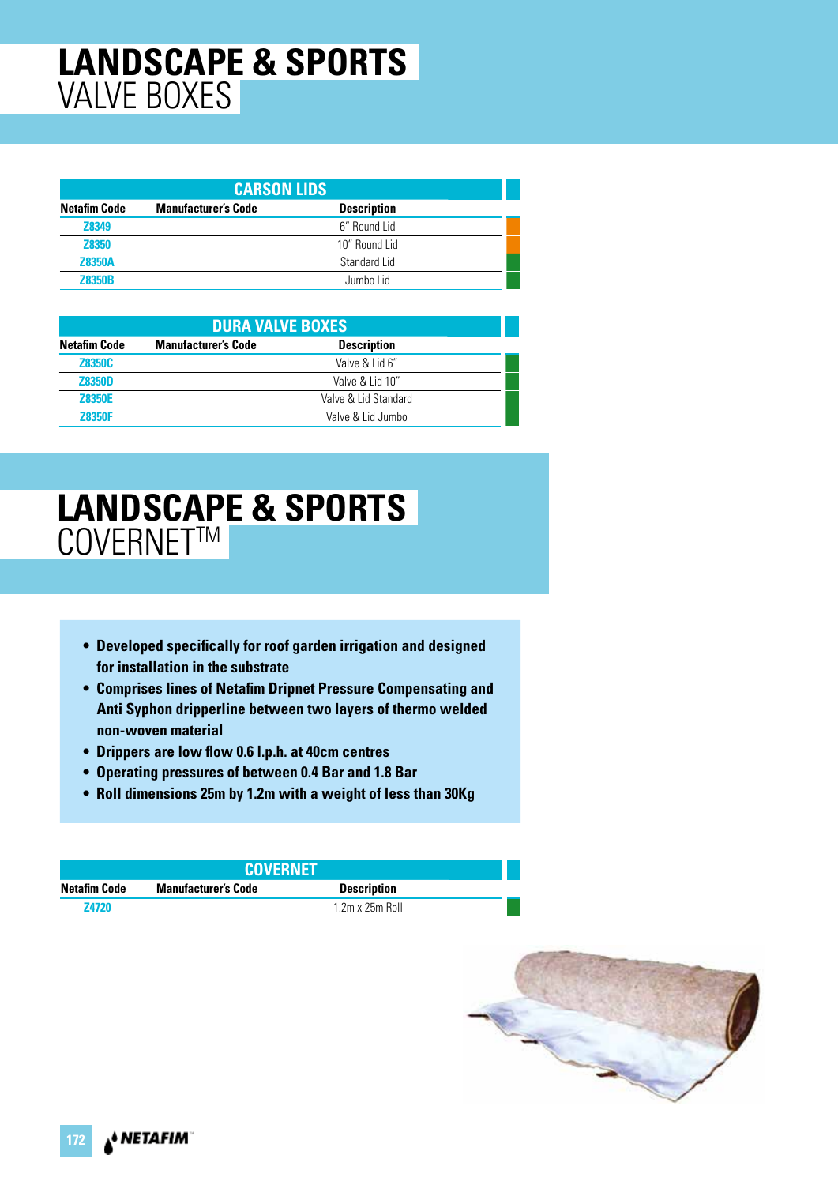# LANDSCAPE & SPORTS VALVE BOXES

| CARSON LIDS | | |
|---|---|---|
| Netafim Code | Manufacturer's Code | Description |
| Z8349 | | 6" Round Lid |
| Z8350 | | 10" Round Lid |
| Z8350A | | Standard Lid |
| Z8350B | | Jumbo Lid |

| DURA VALVE BOXES | | |
|---|---|---|
| Netafim Code | Manufacturer's Code | Description |
| Z8350C | | Valve & Lid 6" |
| Z8350D | | Valve & Lid 10" |
| Z8350E | | Valve & Lid Standard |
| Z8350F | | Valve & Lid Jumbo |

# LANDSCAPE & SPORTS COVERNET™

- **Developed specifically for roof garden irrigation and designed for installation in the substrate**
- **Comprises lines of Netafim Dripnet Pressure Compensating and Anti Syphon dripperline between two layers of thermo welded non-woven material**
- **Drippers are low flow 0.6 l.p.h. at 40cm centres**
- **Operating pressures of between 0.4 Bar and 1.8 Bar**
- **Roll dimensions 25m by 1.2m with a weight of less than 30Kg**

| COVERNET | | |
|---|---|---|
| Netafim Code | Manufacturer's Code | Description |
| Z4720 | | 1.2m x 25m Roll |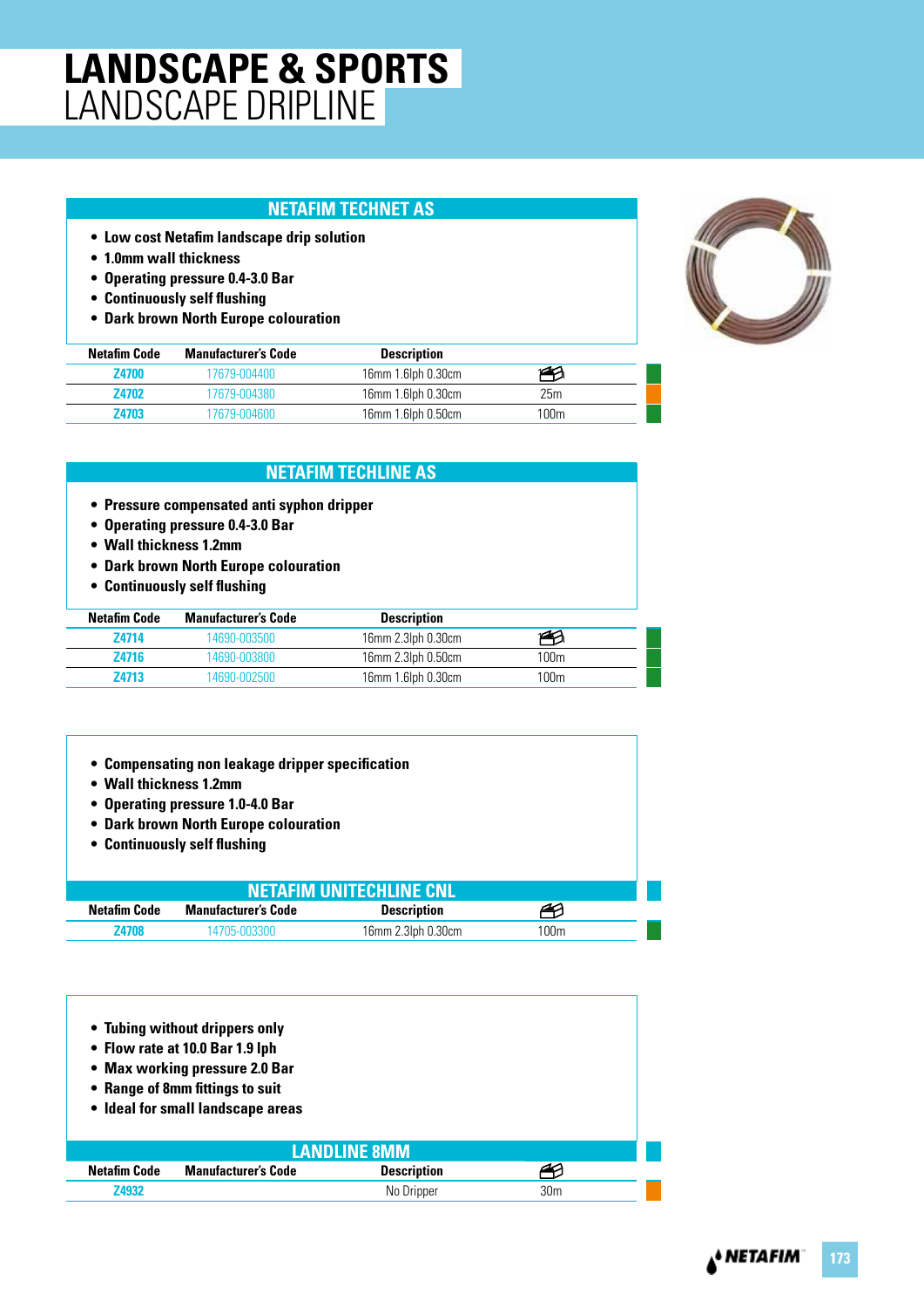# LANDSCAPE & SPORTS
## LANDSCAPE DRIPLINE

### NETAFIM TECHNET AS

- Low cost Netafim landscape drip solution
- 1.0mm wall thickness
- Operating pressure 0.4-3.0 Bar
- Continuously self flushing
- Dark brown North Europe colouration

| Netafim Code | Manufacturer's Code | Description | |
|---|---|---|---|
| Z4700 | 17679-004400 | 16mm 1.6lph 0.30cm | |
| Z4702 | 17679-004380 | 16mm 1.6lph 0.30cm | 25m |
| Z4703 | 17679-004600 | 16mm 1.6lph 0.50cm | 100m |

### NETAFIM TECHLINE AS

- Pressure compensated anti syphon dripper
- Operating pressure 0.4-3.0 Bar
- Wall thickness 1.2mm
- Dark brown North Europe colouration
- Continuously self flushing

| Netafim Code | Manufacturer's Code | Description | |
|---|---|---|---|
| Z4714 | 14690-003500 | 16mm 2.3lph 0.30cm | |
| Z4716 | 14690-003800 | 16mm 2.3lph 0.50cm | 100m |
| Z4713 | 14690-002500 | 16mm 1.6lph 0.30cm | 100m |

- Compensating non leakage dripper specification
- Wall thickness 1.2mm
- Operating pressure 1.0-4.0 Bar
- Dark brown North Europe colouration
- Continuously self flushing

### NETAFIM UNITECHLINE CNL

| Netafim Code | Manufacturer's Code | Description | |
|---|---|---|---|
| Z4708 | 14705-003300 | 16mm 2.3lph 0.30cm | 100m |

- Tubing without drippers only
- Flow rate at 10.0 Bar 1.9 lph
- Max working pressure 2.0 Bar
- Range of 8mm fittings to suit
- Ideal for small landscape areas

### LANDLINE 8MM

| Netafim Code | Manufacturer's Code | Description | |
|---|---|---|---|
| Z4932 | | No Dripper | 30m |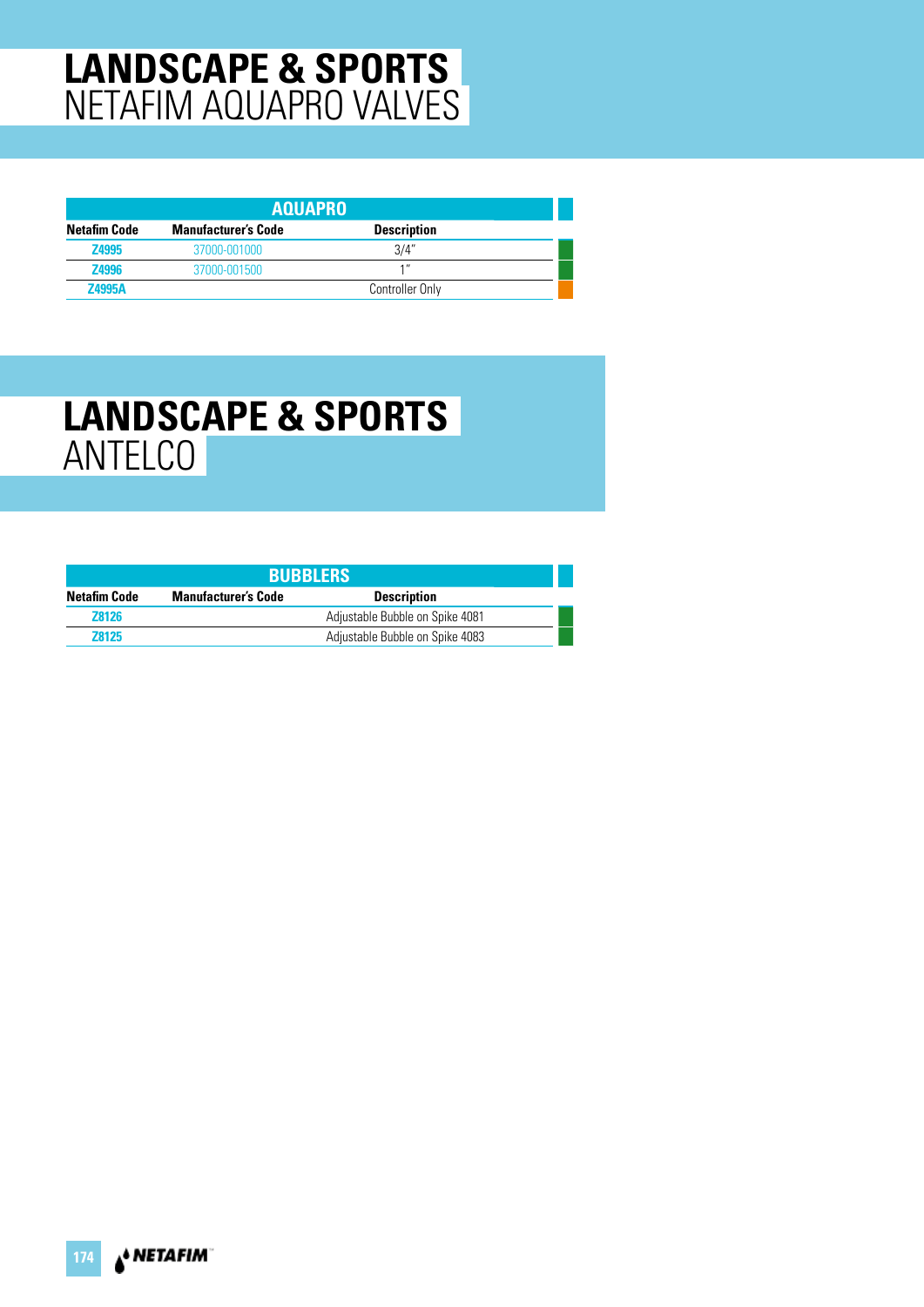# LANDSCAPE & SPORTS
## NETAFIM AQUAPRO VALVES

| AQUAPRO | | |
|---|---|---|
| **Netafim Code** | **Manufacturer's Code** | **Description** |
| Z4995 | 37000-001000 | 3/4" |
| Z4996 | 37000-001500 | 1" |
| Z4995A | | Controller Only |

# LANDSCAPE & SPORTS
## ANTELCO

| BUBBLERS | | |
|---|---|---|
| **Netafim Code** | **Manufacturer's Code** | **Description** |
| Z8126 | | Adjustable Bubble on Spike 4081 |
| Z8125 | | Adjustable Bubble on Spike 4083 |